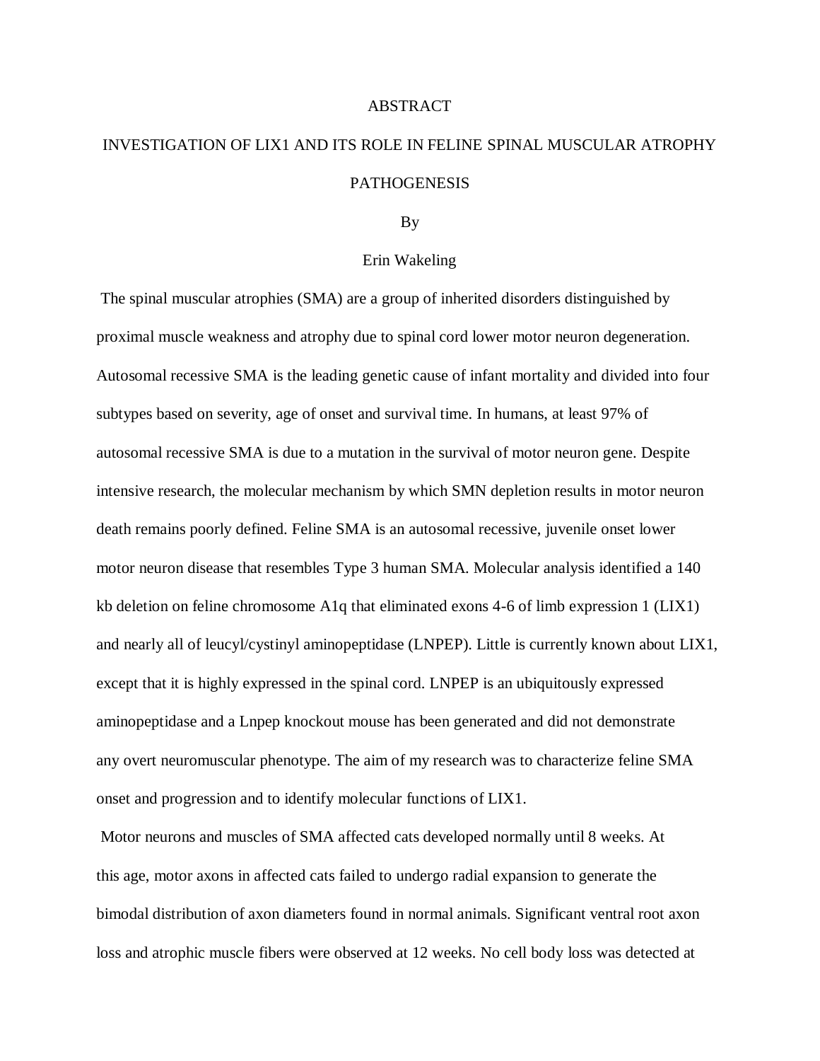# ABSTRACT

## INVESTIGATION OF LIX1 AND ITS ROLE IN FELINE SPINAL MUSCULAR ATROPHY PATHOGENESIS

By

Erin Wakeling

The spinal muscular atrophies (SMA) are a group of inherited disorders distinguished by proximal muscle weakness and atrophy due to spinal cord lower motor neuron degeneration. Autosomal recessive SMA is the leading genetic cause of infant mortality and divided into four subtypes based on severity, age of onset and survival time. In humans, at least 97% of autosomal recessive SMA is due to a mutation in the survival of motor neuron gene. Despite intensive research, the molecular mechanism by which SMN depletion results in motor neuron death remains poorly defined. Feline SMA is an autosomal recessive, juvenile onset lower motor neuron disease that resembles Type 3 human SMA. Molecular analysis identified a 140 kb deletion on feline chromosome A1q that eliminated exons 4-6 of limb expression 1 (LIX1) and nearly all of leucyl/cystinyl aminopeptidase (LNPEP). Little is currently known about LIX1, except that it is highly expressed in the spinal cord. LNPEP is an ubiquitously expressed aminopeptidase and a Lnpep knockout mouse has been generated and did not demonstrate any overt neuromuscular phenotype. The aim of my research was to characterize feline SMA onset and progression and to identify molecular functions of LIX1.

Motor neurons and muscles of SMA affected cats developed normally until 8 weeks. At this age, motor axons in affected cats failed to undergo radial expansion to generate the bimodal distribution of axon diameters found in normal animals. Significant ventral root axon loss and atrophic muscle fibers were observed at 12 weeks. No cell body loss was detected at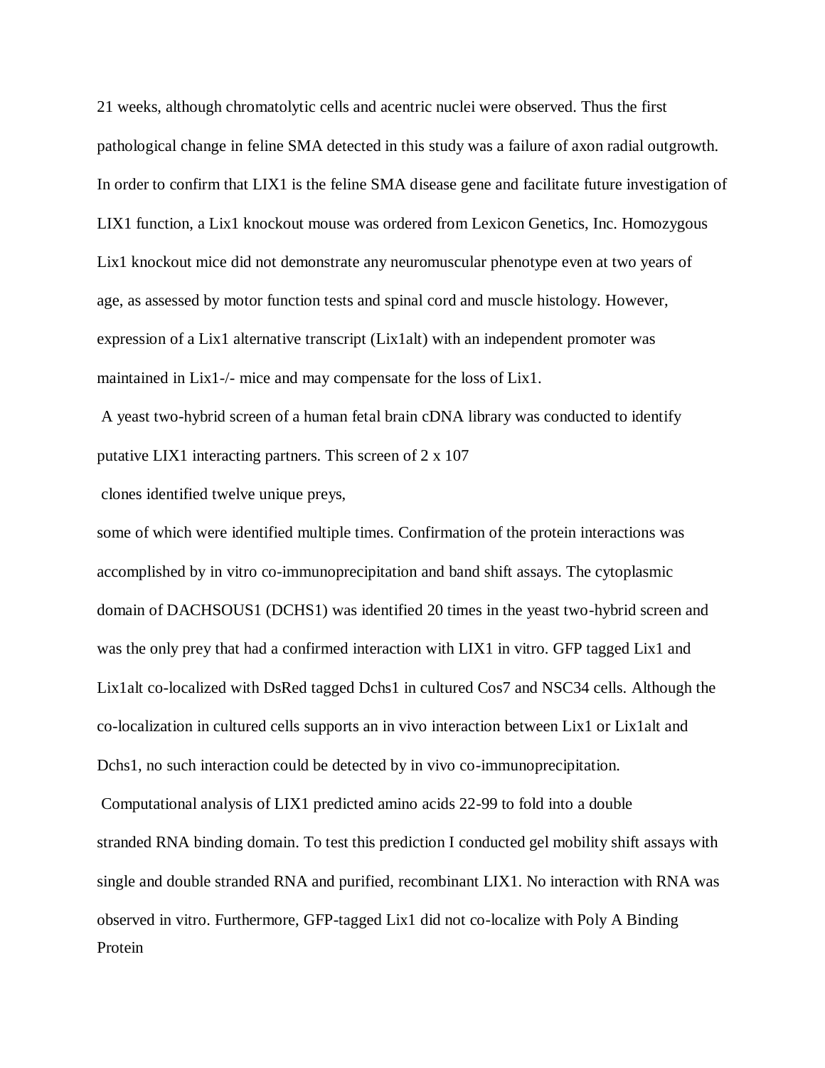21 weeks, although chromatolytic cells and acentric nuclei were observed. Thus the first pathological change in feline SMA detected in this study was a failure of axon radial outgrowth. In order to confirm that LIX1 is the feline SMA disease gene and facilitate future investigation of LIX1 function, a Lix1 knockout mouse was ordered from Lexicon Genetics, Inc. Homozygous Lix1 knockout mice did not demonstrate any neuromuscular phenotype even at two years of age, as assessed by motor function tests and spinal cord and muscle histology. However, expression of a Lix1 alternative transcript (Lix1alt) with an independent promoter was maintained in Lix1-/- mice and may compensate for the loss of Lix1.

A yeast two-hybrid screen of a human fetal brain cDNA library was conducted to identify putative LIX1 interacting partners. This screen of $2 \times 10^7$ clones identified twelve unique preys, some of which were identified multiple times. Confirmation of the protein interactions was accomplished by in vitro co-immunoprecipitation and band shift assays. The cytoplasmic domain of DACHSOUS1 (DCHS1) was identified 20 times in the yeast two-hybrid screen and was the only prey that had a confirmed interaction with LIX1 in vitro. GFP tagged Lix1 and Lix1alt co-localized with DsRed tagged Dchs1 in cultured Cos7 and NSC34 cells. Although the co-localization in cultured cells supports an in vivo interaction between Lix1 or Lix1alt and Dchs1, no such interaction could be detected by in vivo co-immunoprecipitation.

Computational analysis of LIX1 predicted amino acids 22-99 to fold into a double stranded RNA binding domain. To test this prediction I conducted gel mobility shift assays with single and double stranded RNA and purified, recombinant LIX1. No interaction with RNA was observed in vitro. Furthermore, GFP-tagged Lix1 did not co-localize with Poly A Binding Protein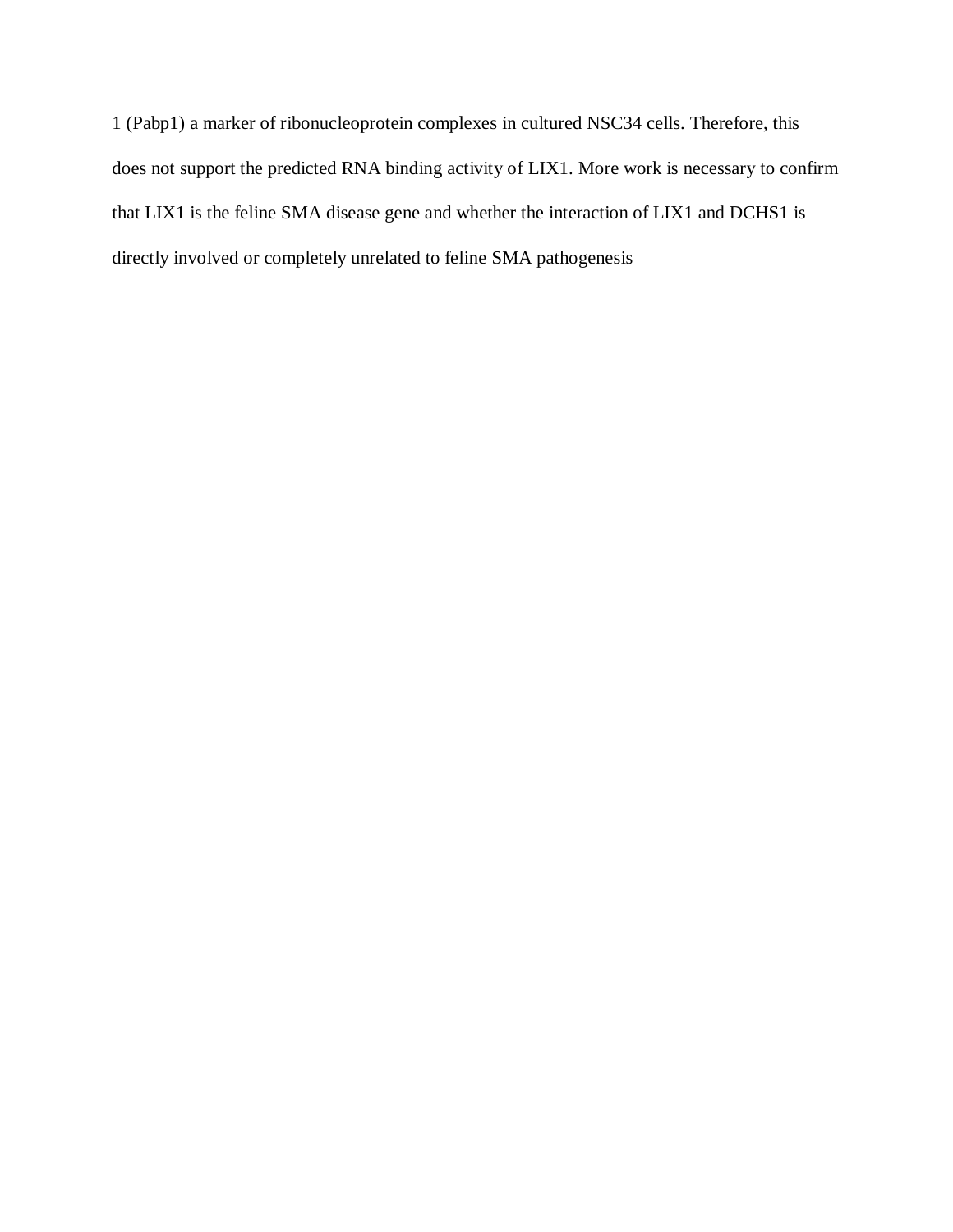1 (Pabp1) a marker of ribonucleoprotein complexes in cultured NSC34 cells. Therefore, this does not support the predicted RNA binding activity of LIX1. More work is necessary to confirm that LIX1 is the feline SMA disease gene and whether the interaction of LIX1 and DCHS1 is directly involved or completely unrelated to feline SMA pathogenesis